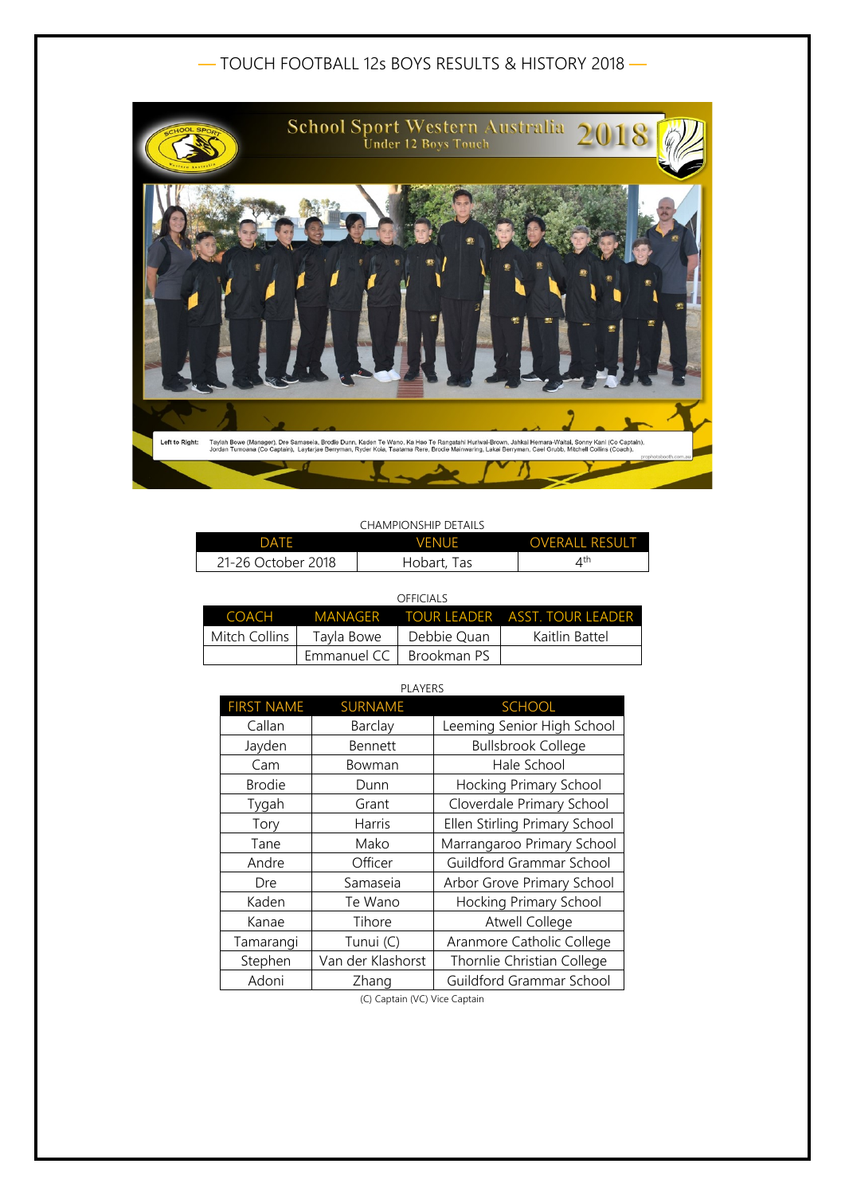# — TOUCH FOOTBALL 12s BOYS RESULTS & HISTORY 2018 —

CHAMPIONSHIP DETAILS

| DATE | VENUE | OVERALL RESULT |
| --- | --- | --- |
| 21-26 October 2018 | Hobart, Tas | 4th |

OFFICIALS

| COACH | MANAGER | TOUR LEADER | ASST. TOUR LEADER |
| --- | --- | --- | --- |
| Mitch Collins | Tayla Bowe | Debbie Quan | Kaitlin Battel |
| | Emmanuel CC | Brookman PS | |

PLAYERS

| FIRST NAME | SURNAME | SCHOOL |
| --- | --- | --- |
| Callan | Barclay | Leeming Senior High School |
| Jayden | Bennett | Bullsbrook College |
| Cam | Bowman | Hale School |
| Brodie | Dunn | Hocking Primary School |
| Tygah | Grant | Cloverdale Primary School |
| Tory | Harris | Ellen Stirling Primary School |
| Tane | Mako | Marrangaroo Primary School |
| Andre | Officer | Guildford Grammar School |
| Dre | Samaseia | Arbor Grove Primary School |
| Kaden | Te Wano | Hocking Primary School |
| Kanae | Tihore | Atwell College |
| Tamarangi | Tunui (C) | Aranmore Catholic College |
| Stephen | Van der Klashorst | Thornlie Christian College |
| Adoni | Zhang | Guildford Grammar School |

(C) Captain (VC) Vice Captain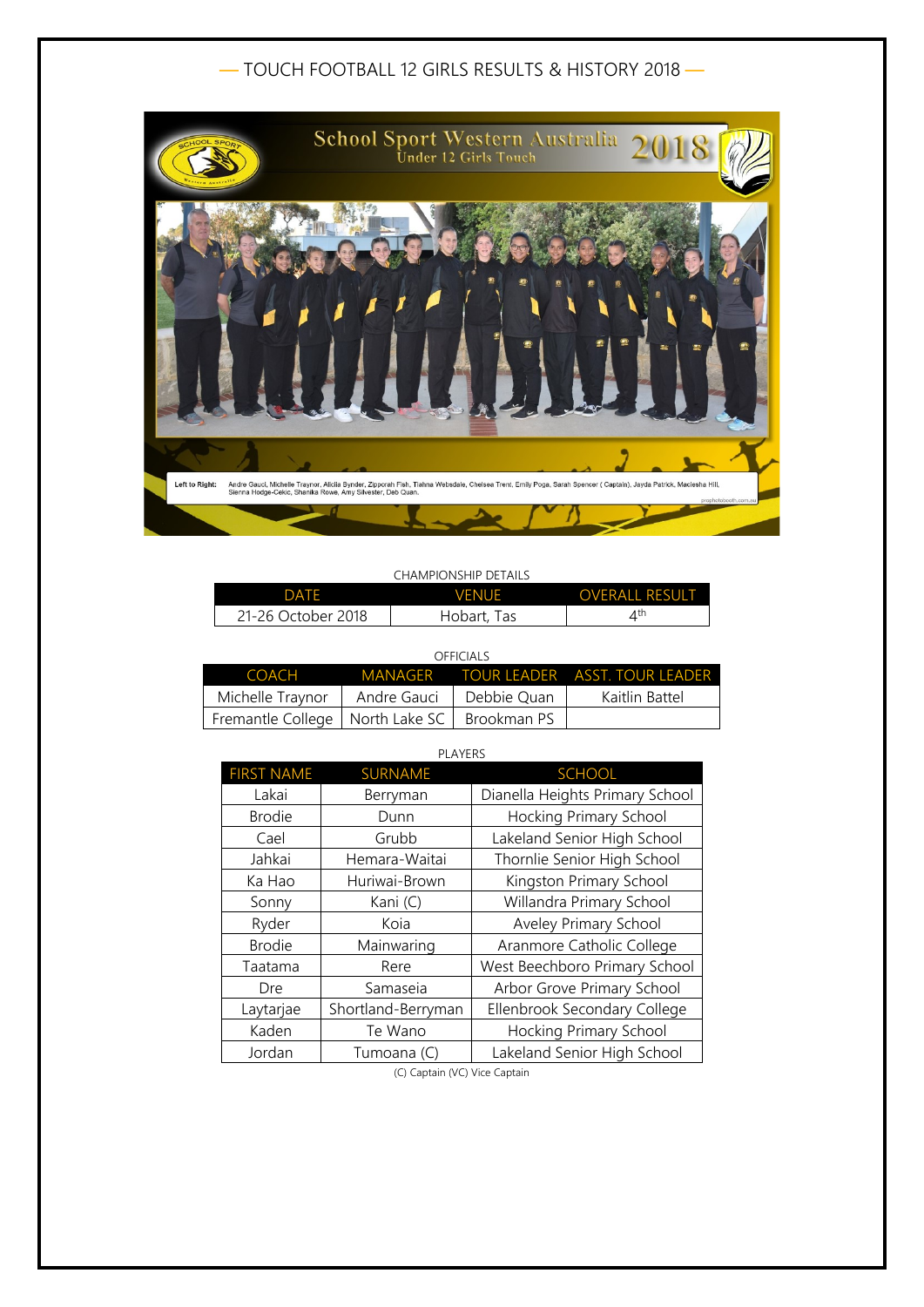## TOUCH FOOTBALL 12 GIRLS RESULTS & HISTORY 2018

School Sport Western Australia 2018
Under 12 Girls Touch

Left to Right: Andre Gauci, Michelle Traynor, Alicia Bynder, Zipporah Fish, Tiahna Websdale, Chelsea Trent, Emily Poga, Sarah Spencer ( Captain), Jayda Patrick, Macieshа Hill, Sienna Hodge-Cekic, Shanika Rowe, Amy Silvester, Deb Quan.

CHAMPIONSHIP DETAILS

| DATE | VENUE | OVERALL RESULT |
| --- | --- | --- |
| 21-26 October 2018 | Hobart, Tas | 4th |

OFFICIALS

| COACH | MANAGER | TOUR LEADER | ASST. TOUR LEADER |
| --- | --- | --- | --- |
| Michelle Traynor | Andre Gauci | Debbie Quan | Kaitlin Battel |
| Fremantle College | North Lake SC | Brookman PS | |

PLAYERS

| FIRST NAME | SURNAME | SCHOOL |
| --- | --- | --- |
| Lakai | Berryman | Dianella Heights Primary School |
| Brodie | Dunn | Hocking Primary School |
| Cael | Grubb | Lakeland Senior High School |
| Jahkai | Hemara-Waitai | Thornlie Senior High School |
| Ka Hao | Huriwai-Brown | Kingston Primary School |
| Sonny | Kani (C) | Willandra Primary School |
| Ryder | Koia | Aveley Primary School |
| Brodie | Mainwaring | Aranmore Catholic College |
| Taatama | Rere | West Beechboro Primary School |
| Dre | Samaseia | Arbor Grove Primary School |
| Laytarjae | Shortland-Berryman | Ellenbrook Secondary College |
| Kaden | Te Wano | Hocking Primary School |
| Jordan | Tumoana (C) | Lakeland Senior High School |

(C) Captain (VC) Vice Captain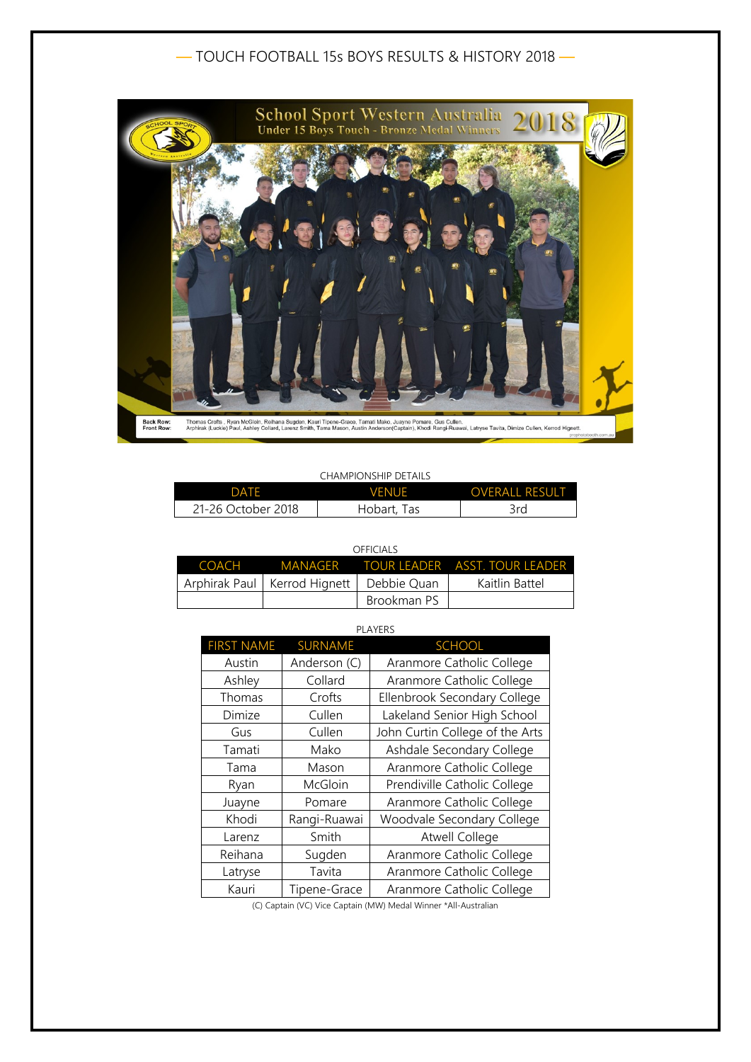# — TOUCH FOOTBALL 15s BOYS RESULTS & HISTORY 2018 —

School Sport Western Australia 2018
Under 15 Boys Touch - Bronze Medal Winners

**Back Row:** Thomas Crofts , Ryan McGloin, Reihana Sugden, Kauri Tipene-Grace, Tamati Mako, Juayne Pomare, Gus Cullen.
**Front Row:** Arphirak (Luckie) Paul, Ashley Collard, Larenz Smith, Tama Mason, Austin Anderson(Captain), Khodi Rangi-Ruawai, Latryse Tavita, Dimize Cullen, Kerrod Higeett.

CHAMPIONSHIP DETAILS

| DATE | VENUE | OVERALL RESULT |
|---|---|---|
| 21-26 October 2018 | Hobart, Tas | 3rd |

OFFICIALS

| COACH | MANAGER | TOUR LEADER | ASST. TOUR LEADER |
|---|---|---|---|
| Arphirak Paul | Kerrod Hignett | Debbie Quan | Kaitlin Battel |
| | | Brookman PS | |

PLAYERS

| FIRST NAME | SURNAME | SCHOOL |
|---|---|---|
| Austin | Anderson (C) | Aranmore Catholic College |
| Ashley | Collard | Aranmore Catholic College |
| Thomas | Crofts | Ellenbrook Secondary College |
| Dimize | Cullen | Lakeland Senior High School |
| Gus | Cullen | John Curtin College of the Arts |
| Tamati | Mako | Ashdale Secondary College |
| Tama | Mason | Aranmore Catholic College |
| Ryan | McGloin | Prendiville Catholic College |
| Juayne | Pomare | Aranmore Catholic College |
| Khodi | Rangi-Ruawai | Woodvale Secondary College |
| Larenz | Smith | Atwell College |
| Reihana | Sugden | Aranmore Catholic College |
| Latryse | Tavita | Aranmore Catholic College |
| Kauri | Tipene-Grace | Aranmore Catholic College |

(C) Captain (VC) Vice Captain (MW) Medal Winner *All-Australian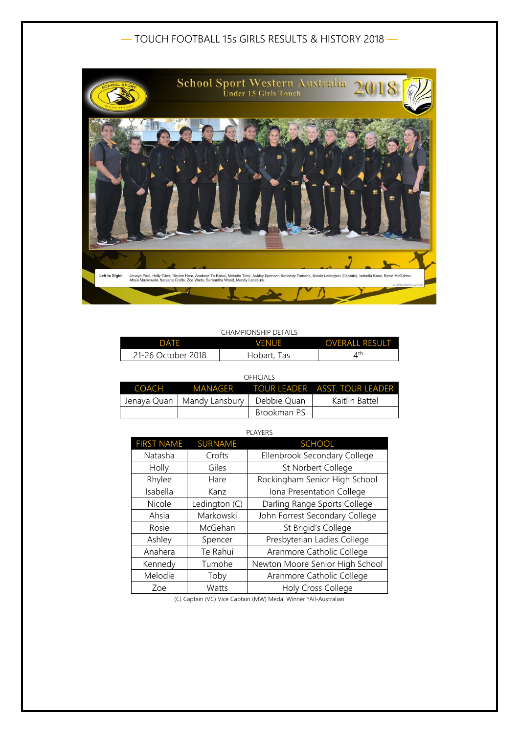## — TOUCH FOOTBALL 15s GIRLS RESULTS & HISTORY 2018 —

School Sport Western Australia 2018
Under 15 Girls Touch

Left to Right: Jenaya Paul, Holly Giles, Rhylee Hare, Anahera Te Rahui, Melodie Toby, Ashley Spencer, Kennedy Tumohe, Nicole Ledington (Captain), Isabella Kanz, Rosie McGehan, Ahsia Markowski, Natasha Crofts, Zoe Watts, Samantha Wood, Mandy Lansbury.

CHAMPIONSHIP DETAILS

| DATE | VENUE | OVERALL RESULT |
|---|---|---|
| 21-26 October 2018 | Hobart, Tas | 4th |

OFFICIALS

| COACH | MANAGER | TOUR LEADER | ASST. TOUR LEADER |
|---|---|---|---|
| Jenaya Quan | Mandy Lansbury | Debbie Quan | Kaitlin Battel |
| | | Brookman PS | |

PLAYERS

| FIRST NAME | SURNAME | SCHOOL |
|---|---|---|
| Natasha | Crofts | Ellenbrook Secondary College |
| Holly | Giles | St Norbert College |
| Rhylee | Hare | Rockingham Senior High School |
| Isabella | Kanz | Iona Presentation College |
| Nicole | Ledington (C) | Darling Range Sports College |
| Ahsia | Markowski | John Forrest Secondary College |
| Rosie | McGehan | St Brigid's College |
| Ashley | Spencer | Presbyterian Ladies College |
| Anahera | Te Rahui | Aranmore Catholic College |
| Kennedy | Tumohe | Newton Moore Senior High School |
| Melodie | Toby | Aranmore Catholic College |
| Zoe | Watts | Holy Cross College |

(C) Captain (VC) Vice Captain (MW) Medal Winner *All-Australian